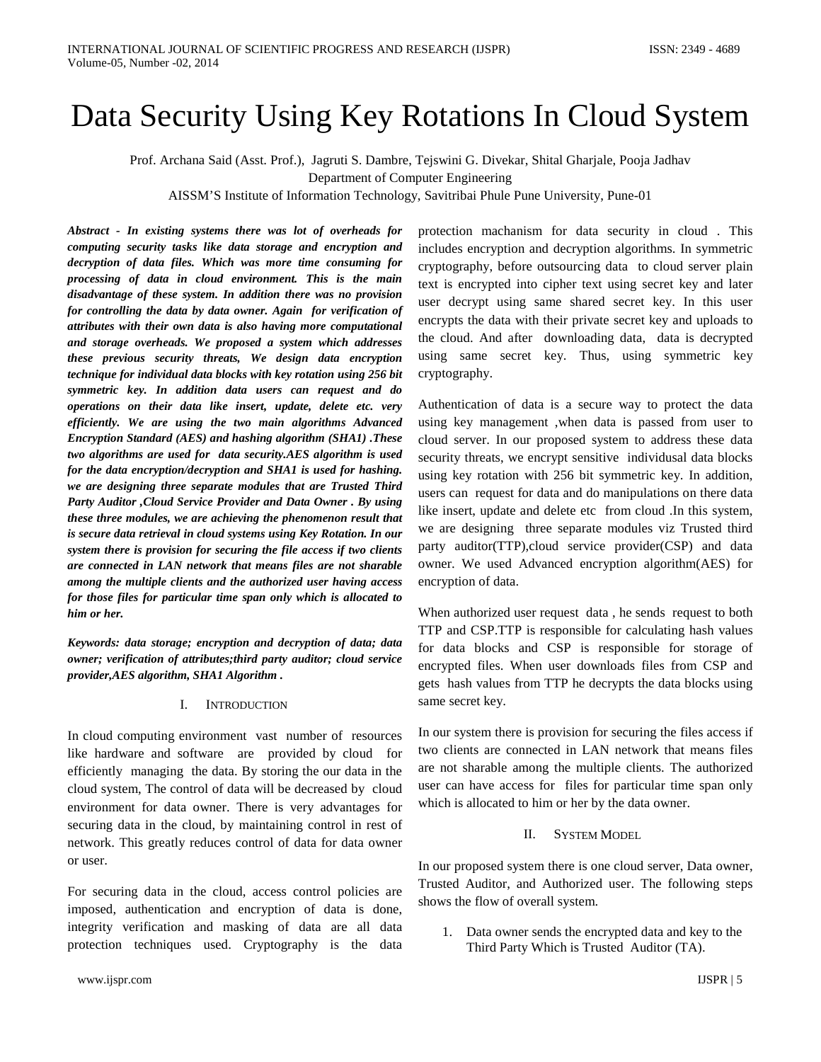# Data Security Using Key Rotations In Cloud System

Prof. Archana Said (Asst. Prof.), Jagruti S. Dambre, Tejswini G. Divekar, Shital Gharjale, Pooja Jadhav

Department of Computer Engineering

AISSM'S Institute of Information Technology, Savitribai Phule Pune University, Pune-01

***Abstract - In existing systems there was lot of overheads for computing security tasks like data storage and encryption and decryption of data files. Which was more time consuming for processing of data in cloud environment. This is the main disadvantage of these system. In addition there was no provision for controlling the data by data owner. Again for verification of attributes with their own data is also having more computational and storage overheads. We proposed a system which addresses these previous security threats, We design data encryption technique for individual data blocks with key rotation using 256 bit symmetric key. In addition data users can request and do operations on their data like insert, update, delete etc. very efficiently. We are using the two main algorithms Advanced Encryption Standard (AES) and hashing algorithm (SHA1) .These two algorithms are used for data security.AES algorithm is used for the data encryption/decryption and SHA1 is used for hashing. we are designing three separate modules that are Trusted Third Party Auditor ,Cloud Service Provider and Data Owner . By using these three modules, we are achieving the phenomenon result that is secure data retrieval in cloud systems using Key Rotation. In our system there is provision for securing the file access if two clients are connected in LAN network that means files are not sharable among the multiple clients and the authorized user having access for those files for particular time span only which is allocated to him or her.***

***Keywords: data storage; encryption and decryption of data; data owner; verification of attributes;third party auditor; cloud service provider,AES algorithm, SHA1 Algorithm .***

## I. Introduction

In cloud computing environment vast number of resources like hardware and software are provided by cloud for efficiently managing the data. By storing the our data in the cloud system, The control of data will be decreased by cloud environment for data owner. There is very advantages for securing data in the cloud, by maintaining control in rest of network. This greatly reduces control of data for data owner or user.

For securing data in the cloud, access control policies are imposed, authentication and encryption of data is done, integrity verification and masking of data are all data protection techniques used. Cryptography is the data protection machanism for data security in cloud . This includes encryption and decryption algorithms. In symmetric cryptography, before outsourcing data to cloud server plain text is encrypted into cipher text using secret key and later user decrypt using same shared secret key. In this user encrypts the data with their private secret key and uploads to the cloud. And after downloading data, data is decrypted using same secret key. Thus, using symmetric key cryptography.

Authentication of data is a secure way to protect the data using key management ,when data is passed from user to cloud server. In our proposed system to address these data security threats, we encrypt sensitive individusal data blocks using key rotation with 256 bit symmetric key. In addition, users can request for data and do manipulations on there data like insert, update and delete etc from cloud .In this system, we are designing three separate modules viz Trusted third party auditor(TTP),cloud service provider(CSP) and data owner. We used Advanced encryption algorithm(AES) for encryption of data.

When authorized user request data , he sends request to both TTP and CSP.TTP is responsible for calculating hash values for data blocks and CSP is responsible for storage of encrypted files. When user downloads files from CSP and gets hash values from TTP he decrypts the data blocks using same secret key.

In our system there is provision for securing the files access if two clients are connected in LAN network that means files are not sharable among the multiple clients. The authorized user can have access for files for particular time span only which is allocated to him or her by the data owner.

## II. System Model

In our proposed system there is one cloud server, Data owner, Trusted Auditor, and Authorized user. The following steps shows the flow of overall system.

1. Data owner sends the encrypted data and key to the Third Party Which is Trusted Auditor (TA).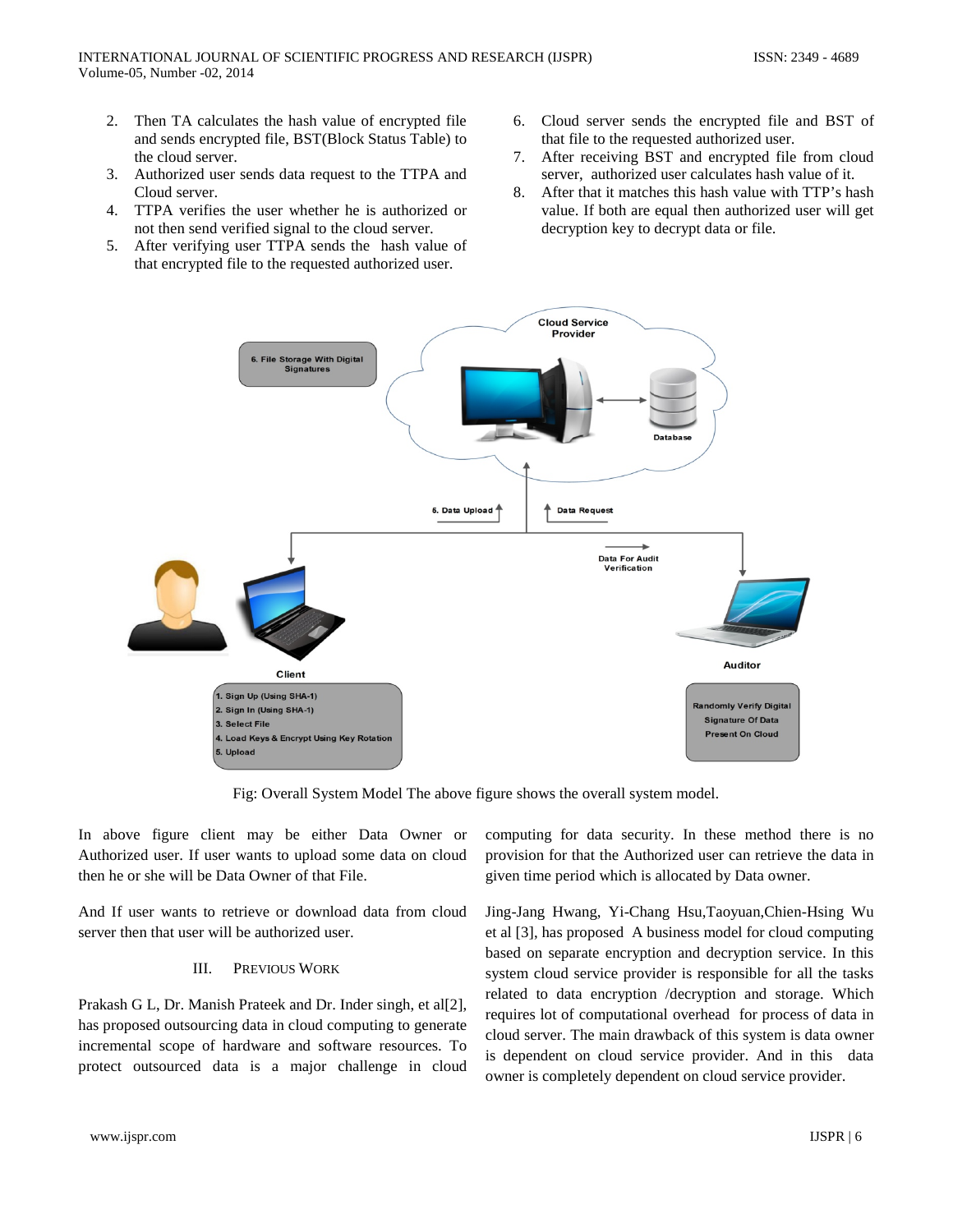2. Then TA calculates the hash value of encrypted file and sends encrypted file, BST(Block Status Table) to the cloud server.
3. Authorized user sends data request to the TTPA and Cloud server.
4. TTPA verifies the user whether he is authorized or not then send verified signal to the cloud server.
5. After verifying user TTPA sends the hash value of that encrypted file to the requested authorized user.
6. Cloud server sends the encrypted file and BST of that file to the requested authorized user.
7. After receiving BST and encrypted file from cloud server, authorized user calculates hash value of it.
8. After that it matches this hash value with TTP's hash value. If both are equal then authorized user will get decryption key to decrypt data or file.

Fig: Overall System Model The above figure shows the overall system model.

In above figure client may be either Data Owner or Authorized user. If user wants to upload some data on cloud then he or she will be Data Owner of that File.

And If user wants to retrieve or download data from cloud server then that user will be authorized user.

## III. PREVIOUS WORK

Prakash G L, Dr. Manish Prateek and Dr. Inder singh, et al[2], has proposed outsourcing data in cloud computing to generate incremental scope of hardware and software resources. To protect outsourced data is a major challenge in cloud computing for data security. In these method there is no provision for that the Authorized user can retrieve the data in given time period which is allocated by Data owner.

Jing-Jang Hwang, Yi-Chang Hsu,Taoyuan,Chien-Hsing Wu et al [3], has proposed A business model for cloud computing based on separate encryption and decryption service. In this system cloud service provider is responsible for all the tasks related to data encryption /decryption and storage. Which requires lot of computational overhead for process of data in cloud server. The main drawback of this system is data owner is dependent on cloud service provider. And in this data owner is completely dependent on cloud service provider.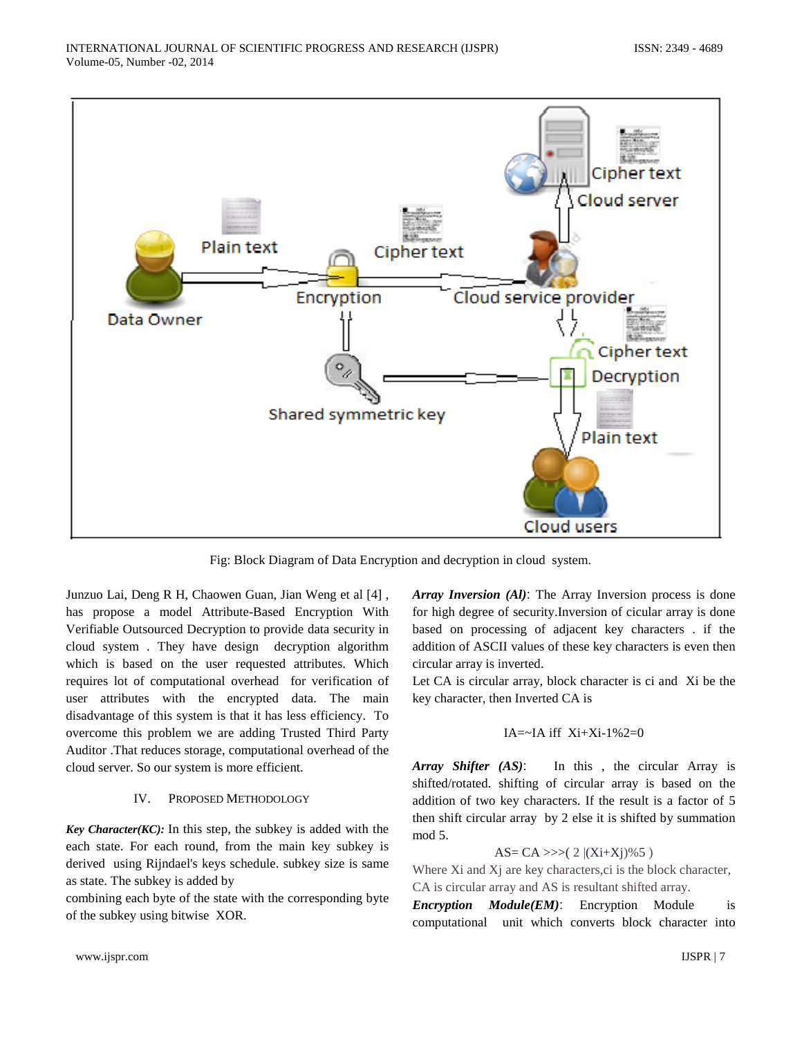Fig: Block Diagram of Data Encryption and decryption in cloud system.

Junzuo Lai, Deng R H, Chaowen Guan, Jian Weng et al [4] , has propose a model Attribute-Based Encryption With Verifiable Outsourced Decryption to provide data security in cloud system . They have design decryption algorithm which is based on the user requested attributes. Which requires lot of computational overhead for verification of user attributes with the encrypted data. The main disadvantage of this system is that it has less efficiency. To overcome this problem we are adding Trusted Third Party Auditor .That reduces storage, computational overhead of the cloud server. So our system is more efficient.

## IV. PROPOSED METHODOLOGY

***Key Character(KC):*** In this step, the subkey is added with the each state. For each round, from the main key subkey is derived using Rijndael's keys schedule. subkey size is same as state. The subkey is added by combining each byte of the state with the corresponding byte of the subkey using bitwise XOR.

***Array Inversion (AI)***: The Array Inversion process is done for high degree of security.Inversion of cicular array is done based on processing of adjacent key characters . if the addition of ASCII values of these key characters is even then circular array is inverted.

Let CA is circular array, block character is ci and Xi be the key character, then Inverted CA is

$$IA = \sim IA \text{ iff } Xi+Xi-1\%2=0$$

***Array Shifter (AS)***: In this , the circular Array is shifted/rotated. shifting of circular array is based on the addition of two key characters. If the result is a factor of 5 then shift circular array by 2 else it is shifted by summation mod 5.

$$AS= CA >>>( 2 |(Xi+Xj)\%5 )$$

Where Xi and Xj are key characters,ci is the block character, CA is circular array and AS is resultant shifted array.

***Encryption Module(EM)***: Encryption Module is computational unit which converts block character into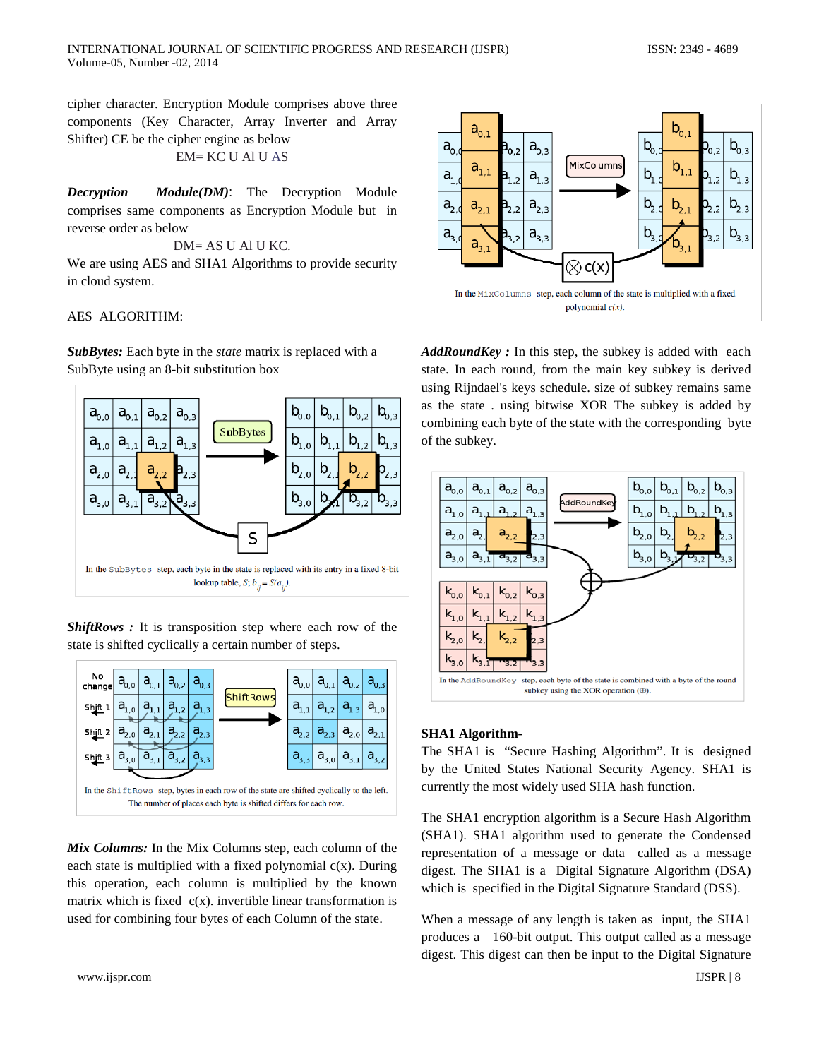cipher character. Encryption Module comprises above three components (Key Character, Array Inverter and Array Shifter) CE be the cipher engine as below

EM= KC U AI U AS

***Decryption Module(DM)***: The Decryption Module comprises same components as Encryption Module but in reverse order as below

DM= AS U AI U KC.

We are using AES and SHA1 Algorithms to provide security in cloud system.

AES ALGORITHM:

***SubBytes:*** Each byte in the *state* matrix is replaced with a SubByte using an 8-bit substitution box

In the SubBytes step, each byte in the state is replaced with its entry in a fixed 8-bit lookup table, $S$; $b_{ij} = S(a_{ij})$.

***ShiftRows :*** It is transposition step where each row of the state is shifted cyclically a certain number of steps.

In the ShiftRows step, bytes in each row of the state are shifted cyclically to the left. The number of places each byte is shifted differs for each row.

***Mix Columns:*** In the Mix Columns step, each column of the each state is multiplied with a fixed polynomial c(x). During this operation, each column is multiplied by the known matrix which is fixed c(x). invertible linear transformation is used for combining four bytes of each Column of the state.

In the MixColumns step, each column of the state is multiplied with a fixed polynomial $c(x)$.

***AddRoundKey :*** In this step, the subkey is added with each state. In each round, from the main key subkey is derived using Rijndael's keys schedule. size of subkey remains same as the state . using bitwise XOR The subkey is added by combining each byte of the state with the corresponding byte of the subkey.

In the AddRoundKey step, each byte of the state is combined with a byte of the round subkey using the XOR operation (⊕).

**SHA1 Algorithm-**

The SHA1 is "Secure Hashing Algorithm". It is designed by the United States National Security Agency. SHA1 is currently the most widely used SHA hash function.

The SHA1 encryption algorithm is a Secure Hash Algorithm (SHA1). SHA1 algorithm used to generate the Condensed representation of a message or data called as a message digest. The SHA1 is a Digital Signature Algorithm (DSA) which is specified in the Digital Signature Standard (DSS).

When a message of any length is taken as input, the SHA1 produces a 160-bit output. This output called as a message digest. This digest can then be input to the Digital Signature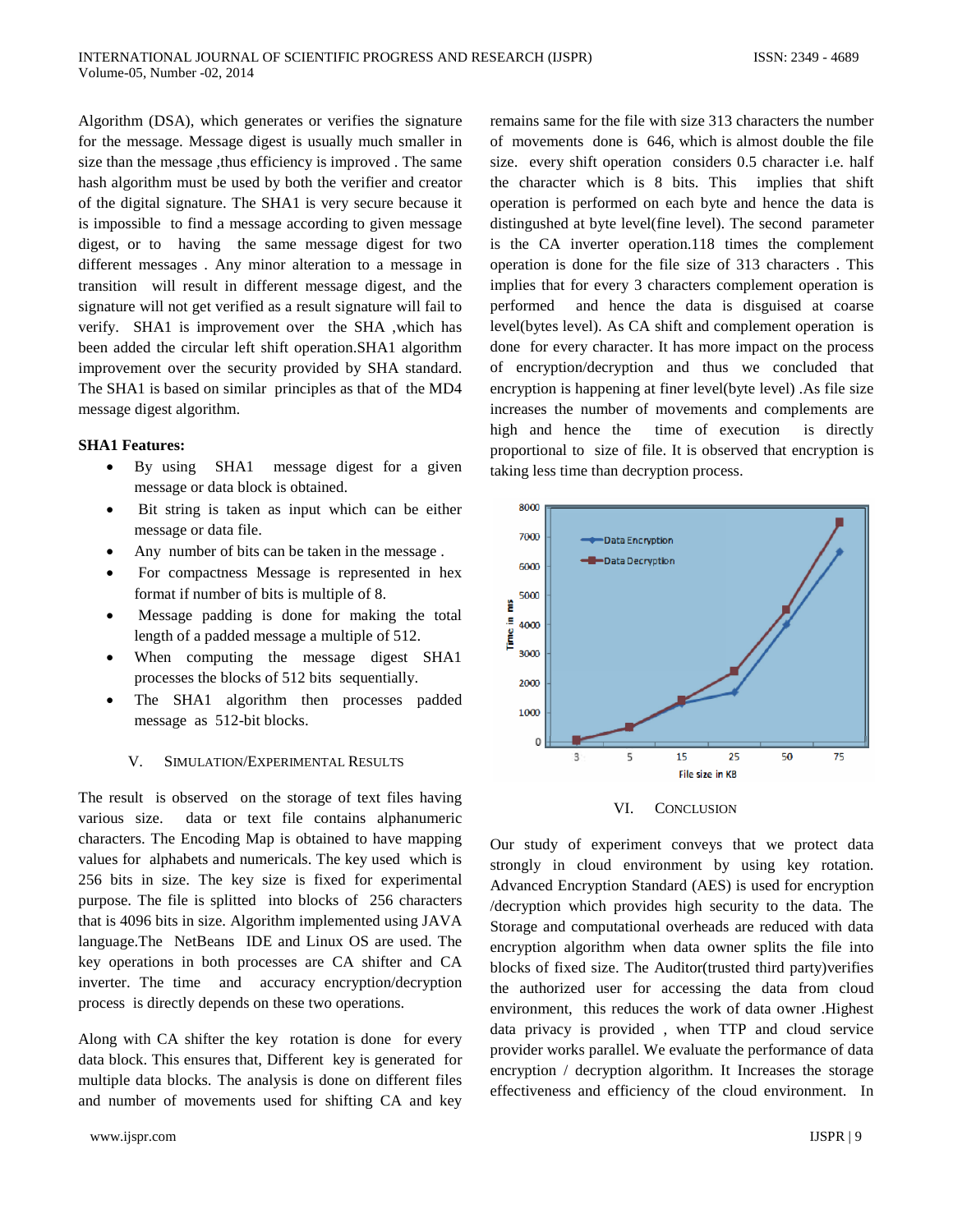Algorithm (DSA), which generates or verifies the signature for the message. Message digest is usually much smaller in size than the message ,thus efficiency is improved . The same hash algorithm must be used by both the verifier and creator of the digital signature. The SHA1 is very secure because it is impossible to find a message according to given message digest, or to having the same message digest for two different messages . Any minor alteration to a message in transition will result in different message digest, and the signature will not get verified as a result signature will fail to verify. SHA1 is improvement over the SHA ,which has been added the circular left shift operation.SHA1 algorithm improvement over the security provided by SHA standard. The SHA1 is based on similar principles as that of the MD4 message digest algorithm.

**SHA1 Features:**

- By using SHA1 message digest for a given message or data block is obtained.
- Bit string is taken as input which can be either message or data file.
- Any number of bits can be taken in the message .
- For compactness Message is represented in hex format if number of bits is multiple of 8.
- Message padding is done for making the total length of a padded message a multiple of 512.
- When computing the message digest SHA1 processes the blocks of 512 bits sequentially.
- The SHA1 algorithm then processes padded message as 512-bit blocks.

## V. Simulation/Experimental Results

The result is observed on the storage of text files having various size. data or text file contains alphanumeric characters. The Encoding Map is obtained to have mapping values for alphabets and numericals. The key used which is 256 bits in size. The key size is fixed for experimental purpose. The file is splitted into blocks of 256 characters that is 4096 bits in size. Algorithm implemented using JAVA language.The NetBeans IDE and Linux OS are used. The key operations in both processes are CA shifter and CA inverter. The time and accuracy encryption/decryption process is directly depends on these two operations.

Along with CA shifter the key rotation is done for every data block. This ensures that, Different key is generated for multiple data blocks. The analysis is done on different files and number of movements used for shifting CA and key remains same for the file with size 313 characters the number of movements done is 646, which is almost double the file size. every shift operation considers 0.5 character i.e. half the character which is 8 bits. This implies that shift operation is performed on each byte and hence the data is distingushed at byte level(fine level). The second parameter is the CA inverter operation.118 times the complement operation is done for the file size of 313 characters . This implies that for every 3 characters complement operation is performed and hence the data is disguised at coarse level(bytes level). As CA shift and complement operation is done for every character. It has more impact on the process of encryption/decryption and thus we concluded that encryption is happening at finer level(byte level) .As file size increases the number of movements and complements are high and hence the time of execution is directly proportional to size of file. It is observed that encryption is taking less time than decryption process.

## VI. Conclusion

Our study of experiment conveys that we protect data strongly in cloud environment by using key rotation. Advanced Encryption Standard (AES) is used for encryption /decryption which provides high security to the data. The Storage and computational overheads are reduced with data encryption algorithm when data owner splits the file into blocks of fixed size. The Auditor(trusted third party)verifies the authorized user for accessing the data from cloud environment, this reduces the work of data owner .Highest data privacy is provided , when TTP and cloud service provider works parallel. We evaluate the performance of data encryption / decryption algorithm. It Increases the storage effectiveness and efficiency of the cloud environment. In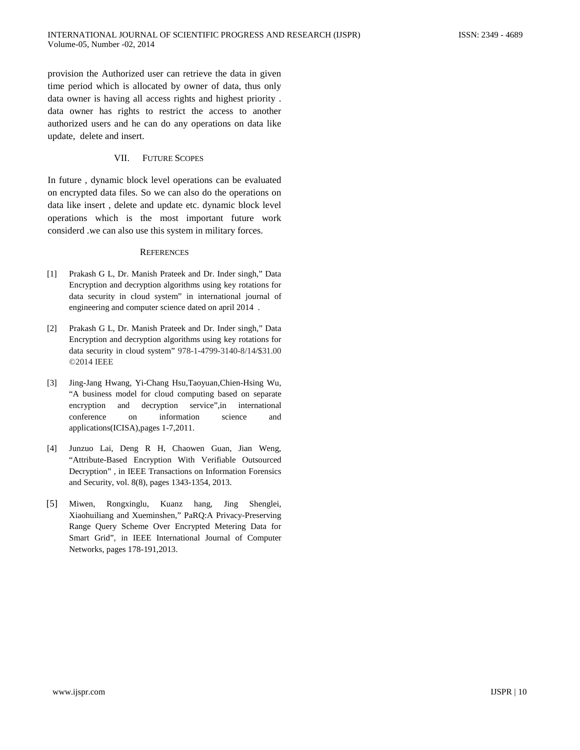provision the Authorized user can retrieve the data in given time period which is allocated by owner of data, thus only data owner is having all access rights and highest priority . data owner has rights to restrict the access to another authorized users and he can do any operations on data like update, delete and insert.

## VII. Future Scopes

In future , dynamic block level operations can be evaluated on encrypted data files. So we can also do the operations on data like insert , delete and update etc. dynamic block level operations which is the most important future work considerd .we can also use this system in military forces.

## References

[1] Prakash G L, Dr. Manish Prateek and Dr. Inder singh," Data Encryption and decryption algorithms using key rotations for data security in cloud system" in international journal of engineering and computer science dated on april 2014 .

[2] Prakash G L, Dr. Manish Prateek and Dr. Inder singh," Data Encryption and decryption algorithms using key rotations for data security in cloud system" 978-1-4799-3140-8/14/$31.00 ©2014 IEEE

[3] Jing-Jang Hwang, Yi-Chang Hsu,Taoyuan,Chien-Hsing Wu, "A business model for cloud computing based on separate encryption and decryption service",in international conference on information science and applications(ICISA),pages 1-7,2011.

[4] Junzuo Lai, Deng R H, Chaowen Guan, Jian Weng, "Attribute-Based Encryption With Verifiable Outsourced Decryption" , in IEEE Transactions on Information Forensics and Security, vol. 8(8), pages 1343-1354, 2013.

[5] Miwen, Rongxinglu, Kuanz hang, Jing Shenglei, Xiaohuiliang and Xueminshen," PaRQ:A Privacy-Preserving Range Query Scheme Over Encrypted Metering Data for Smart Grid", in IEEE International Journal of Computer Networks, pages 178-191,2013.